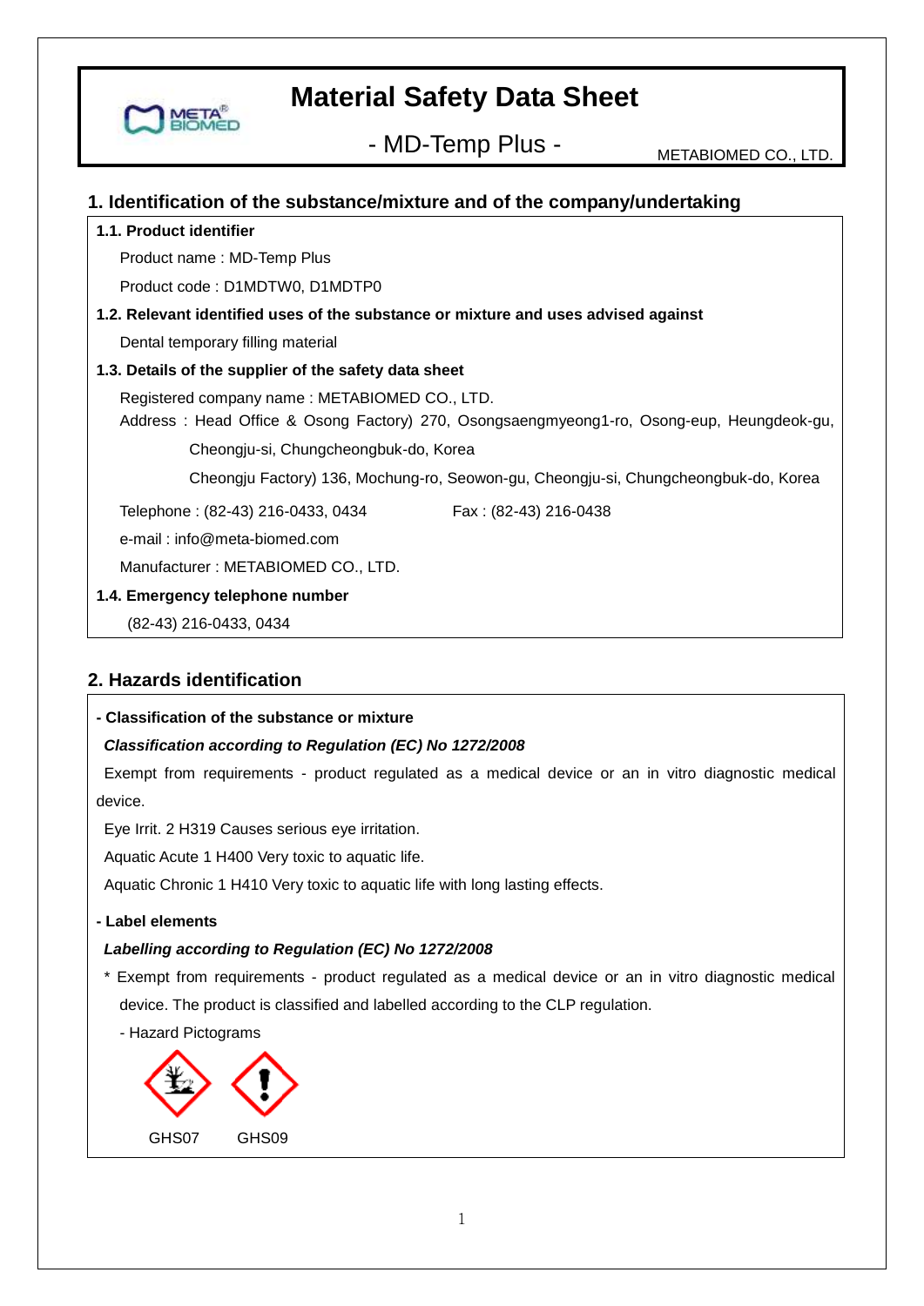# Material Safety Data Sheet

## - MD-Temp Plus -

METABIOMED CO., LTD.

## 1. Identification of the substance/mixture and of the company/undertaking

**1.1. Product identifier**

Product name : MD-Temp Plus

Product code : D1MDTW0, D1MDTP0

**1.2. Relevant identified uses of the substance or mixture and uses advised against**

Dental temporary filling material

**1.3. Details of the supplier of the safety data sheet**

Registered company name : METABIOMED CO., LTD.

Address : Head Office & Osong Factory) 270, Osongsaengmyeong1-ro, Osong-eup, Heungdeok-gu, Cheongju-si, Chungcheongbuk-do, Korea

Cheongju Factory) 136, Mochung-ro, Seowon-gu, Cheongju-si, Chungcheongbuk-do, Korea

Telephone : (82-43) 216-0433, 0434　　Fax : (82-43) 216-0438

e-mail : info@meta-biomed.com

Manufacturer : METABIOMED CO., LTD.

**1.4. Emergency telephone number**

(82-43) 216-0433, 0434

## 2. Hazards identification

**- Classification of the substance or mixture**

***Classification according to Regulation (EC) No 1272/2008***

Exempt from requirements - product regulated as a medical device or an in vitro diagnostic medical device.

Eye Irrit. 2 H319 Causes serious eye irritation.

Aquatic Acute 1 H400 Very toxic to aquatic life.

Aquatic Chronic 1 H410 Very toxic to aquatic life with long lasting effects.

**- Label elements**

***Labelling according to Regulation (EC) No 1272/2008***

\* Exempt from requirements - product regulated as a medical device or an in vitro diagnostic medical device. The product is classified and labelled according to the CLP regulation.

- Hazard Pictograms

GHS07　　GHS09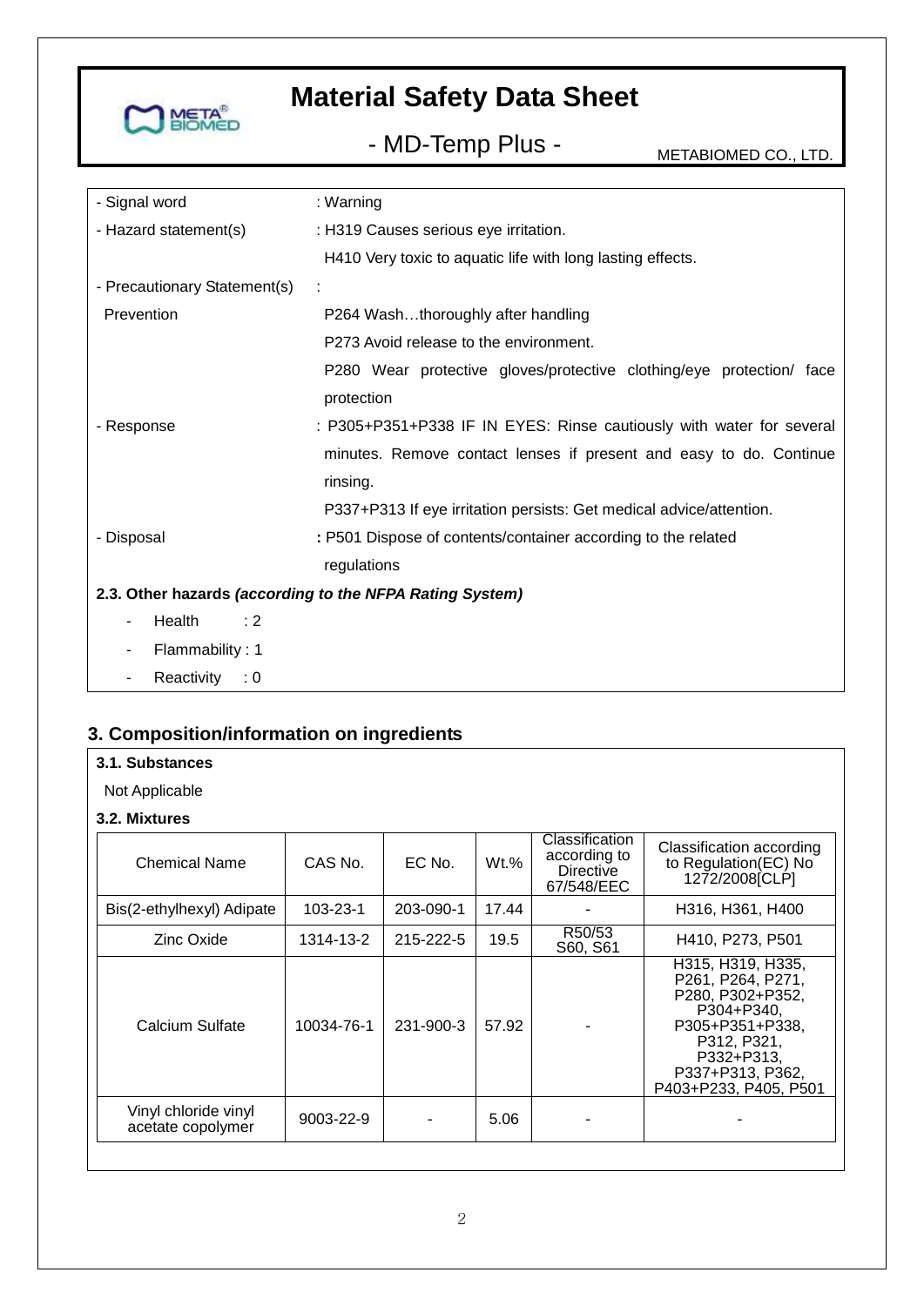- Signal word : Warning
- Hazard statement(s) : H319 Causes serious eye irritation.
  H410 Very toxic to aquatic life with long lasting effects.
- Precautionary Statement(s) :

  Prevention
  P264 Wash…thoroughly after handling
  P273 Avoid release to the environment.
  P280 Wear protective gloves/protective clothing/eye protection/ face protection
- Response : P305+P351+P338 IF IN EYES: Rinse cautiously with water for several minutes. Remove contact lenses if present and easy to do. Continue rinsing.
  P337+P313 If eye irritation persists: Get medical advice/attention.
- Disposal : P501 Dispose of contents/container according to the related regulations

**2.3. Other hazards *(according to the NFPA Rating System)***

- Health : 2
- Flammability : 1
- Reactivity : 0

## 3. Composition/information on ingredients

**3.1. Substances**

Not Applicable

**3.2. Mixtures**

| Chemical Name | CAS No. | EC No. | Wt.% | Classification according to Directive 67/548/EEC | Classification according to Regulation(EC) No 1272/2008[CLP] |
|---|---|---|---|---|---|
| Bis(2-ethylhexyl) Adipate | 103-23-1 | 203-090-1 | 17.44 | - | H316, H361, H400 |
| Zinc Oxide | 1314-13-2 | 215-222-5 | 19.5 | R50/53 S60, S61 | H410, P273, P501 |
| Calcium Sulfate | 10034-76-1 | 231-900-3 | 57.92 | - | H315, H319, H335, P261, P264, P271, P280, P302+P352, P304+P340, P305+P351+P338, P312, P321, P332+P313, P337+P313, P362, P403+P233, P405, P501 |
| Vinyl chloride vinyl acetate copolymer | 9003-22-9 | - | 5.06 | - | - |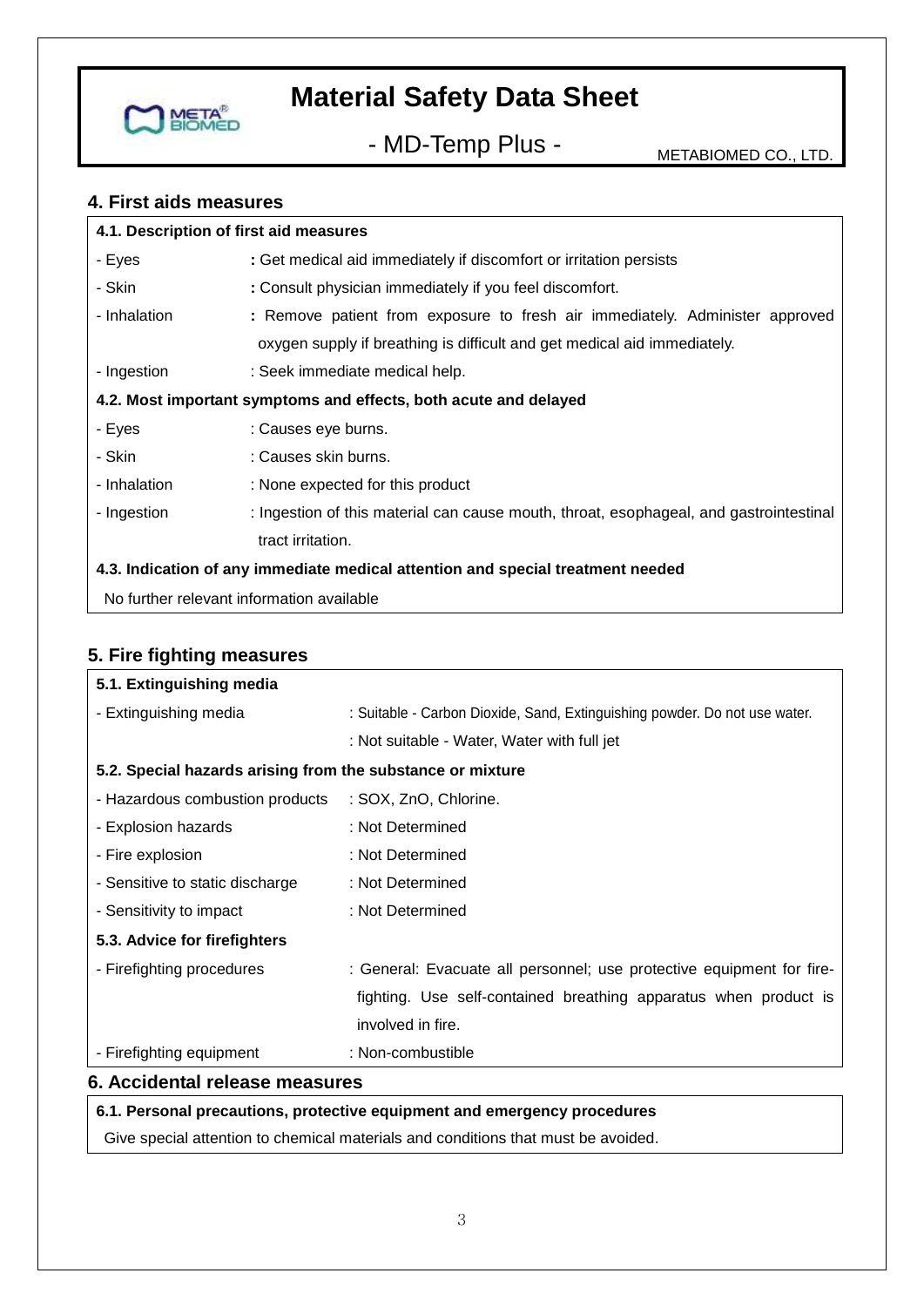## 4. First aids measures

### 4.1. Description of first aid measures

| | |
|---|---|
| - Eyes | : Get medical aid immediately if discomfort or irritation persists |
| - Skin | : Consult physician immediately if you feel discomfort. |
| - Inhalation | : Remove patient from exposure to fresh air immediately. Administer approved oxygen supply if breathing is difficult and get medical aid immediately. |
| - Ingestion | : Seek immediate medical help. |

### 4.2. Most important symptoms and effects, both acute and delayed

| | |
|---|---|
| - Eyes | : Causes eye burns. |
| - Skin | : Causes skin burns. |
| - Inhalation | : None expected for this product |
| - Ingestion | : Ingestion of this material can cause mouth, throat, esophageal, and gastrointestinal tract irritation. |

### 4.3. Indication of any immediate medical attention and special treatment needed

No further relevant information available

## 5. Fire fighting measures

### 5.1. Extinguishing media

| | |
|---|---|
| - Extinguishing media | : Suitable - Carbon Dioxide, Sand, Extinguishing powder. Do not use water. |
| | : Not suitable - Water, Water with full jet |

### 5.2. Special hazards arising from the substance or mixture

| | |
|---|---|
| - Hazardous combustion products | : SOX, ZnO, Chlorine. |
| - Explosion hazards | : Not Determined |
| - Fire explosion | : Not Determined |
| - Sensitive to static discharge | : Not Determined |
| - Sensitivity to impact | : Not Determined |

### 5.3. Advice for firefighters

| | |
|---|---|
| - Firefighting procedures | : General: Evacuate all personnel; use protective equipment for fire-fighting. Use self-contained breathing apparatus when product is involved in fire. |
| - Firefighting equipment | : Non-combustible |

## 6. Accidental release measures

### 6.1. Personal precautions, protective equipment and emergency procedures

Give special attention to chemical materials and conditions that must be avoided.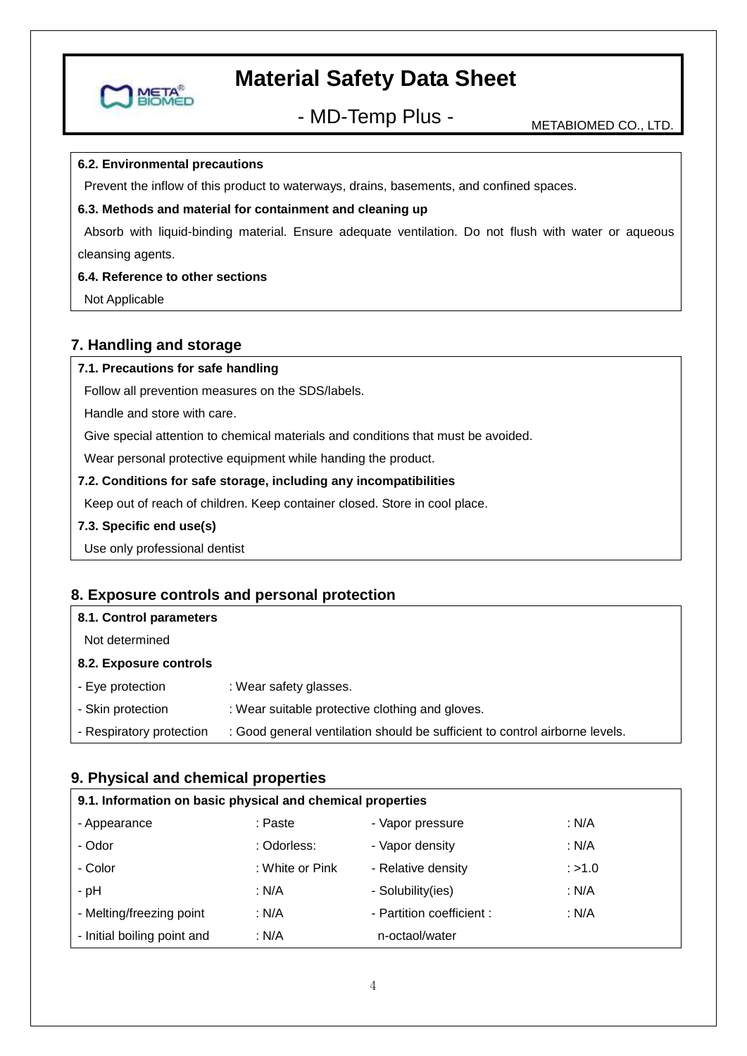**6.2. Environmental precautions**

Prevent the inflow of this product to waterways, drains, basements, and confined spaces.

**6.3. Methods and material for containment and cleaning up**

Absorb with liquid-binding material. Ensure adequate ventilation. Do not flush with water or aqueous cleansing agents.

**6.4. Reference to other sections**

Not Applicable

## 7. Handling and storage

**7.1. Precautions for safe handling**

Follow all prevention measures on the SDS/labels.

Handle and store with care.

Give special attention to chemical materials and conditions that must be avoided.

Wear personal protective equipment while handing the product.

**7.2. Conditions for safe storage, including any incompatibilities**

Keep out of reach of children. Keep container closed. Store in cool place.

**7.3. Specific end use(s)**

Use only professional dentist

## 8. Exposure controls and personal protection

**8.1. Control parameters**

Not determined

**8.2. Exposure controls**

| | |
|---|---|
| - Eye protection | : Wear safety glasses. |
| - Skin protection | : Wear suitable protective clothing and gloves. |
| - Respiratory protection | : Good general ventilation should be sufficient to control airborne levels. |

## 9. Physical and chemical properties

**9.1. Information on basic physical and chemical properties**

| | | | |
|---|---|---|---|
| - Appearance | : Paste | - Vapor pressure | : N/A |
| - Odor | : Odorless: | - Vapor density | : N/A |
| - Color | : White or Pink | - Relative density | : >1.0 |
| - pH | : N/A | - Solubility(ies) | : N/A |
| - Melting/freezing point | : N/A | - Partition coefficient : n-octaol/water | : N/A |
| - Initial boiling point and | : N/A | | |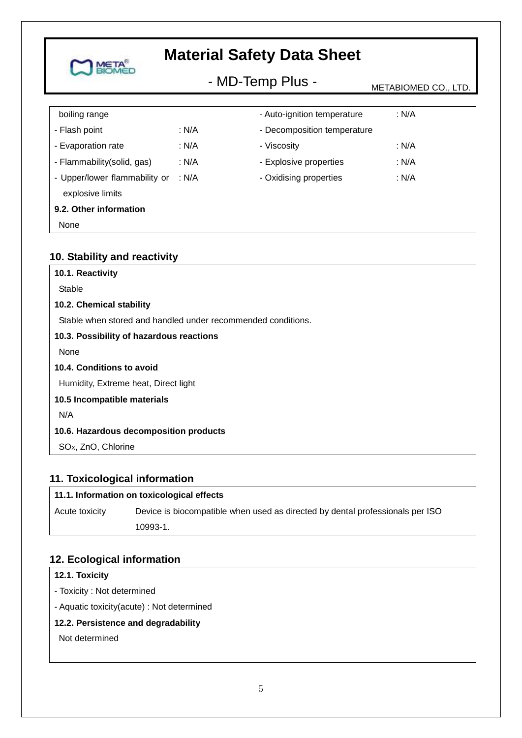| | | | |
|---|---|---|---|
| boiling range | | - Auto-ignition temperature | : N/A |
| - Flash point | : N/A | - Decomposition temperature | |
| - Evaporation rate | : N/A | - Viscosity | : N/A |
| - Flammability(solid, gas) | : N/A | - Explosive properties | : N/A |
| - Upper/lower flammability or explosive limits | : N/A | - Oxidising properties | : N/A |

**9.2. Other information**

None

## 10. Stability and reactivity

**10.1. Reactivity**

Stable

**10.2. Chemical stability**

Stable when stored and handled under recommended conditions.

**10.3. Possibility of hazardous reactions**

None

**10.4. Conditions to avoid**

Humidity, Extreme heat, Direct light

**10.5 Incompatible materials**

N/A

**10.6. Hazardous decomposition products**

$SO_x$, ZnO, Chlorine

## 11. Toxicological information

**11.1. Information on toxicological effects**

| | |
|---|---|
| Acute toxicity | Device is biocompatible when used as directed by dental professionals per ISO 10993-1. |

## 12. Ecological information

**12.1. Toxicity**

- Toxicity : Not determined
- Aquatic toxicity(acute) : Not determined

**12.2. Persistence and degradability**

Not determined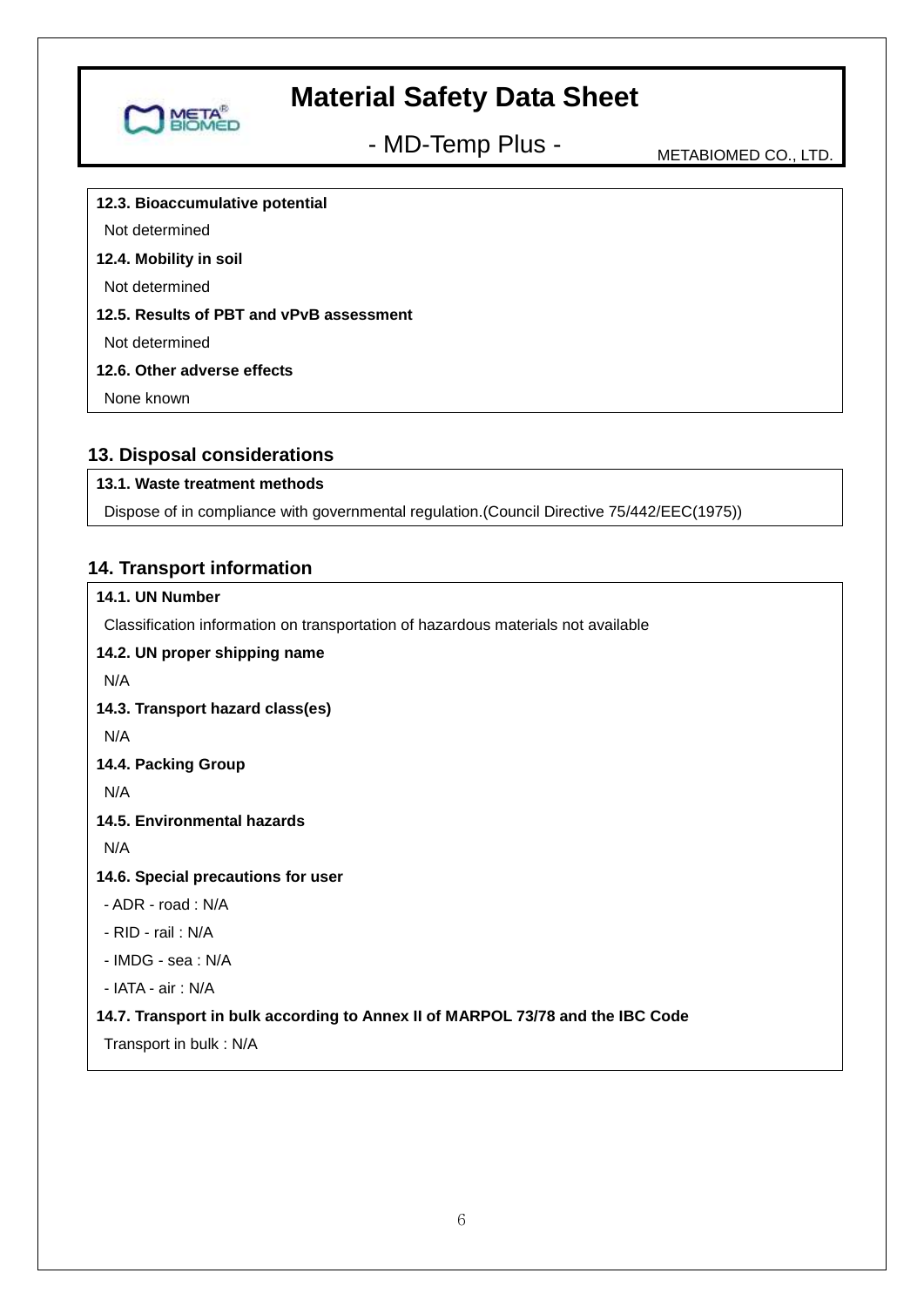**12.3. Bioaccumulative potential**

Not determined

**12.4. Mobility in soil**

Not determined

**12.5. Results of PBT and vPvB assessment**

Not determined

**12.6. Other adverse effects**

None known

## 13. Disposal considerations

**13.1. Waste treatment methods**

Dispose of in compliance with governmental regulation.(Council Directive 75/442/EEC(1975))

## 14. Transport information

**14.1. UN Number**

Classification information on transportation of hazardous materials not available

**14.2. UN proper shipping name**

N/A

**14.3. Transport hazard class(es)**

N/A

**14.4. Packing Group**

N/A

**14.5. Environmental hazards**

N/A

**14.6. Special precautions for user**

- ADR - road : N/A
- RID - rail : N/A
- IMDG - sea : N/A
- IATA - air : N/A

**14.7. Transport in bulk according to Annex II of MARPOL 73/78 and the IBC Code**

Transport in bulk : N/A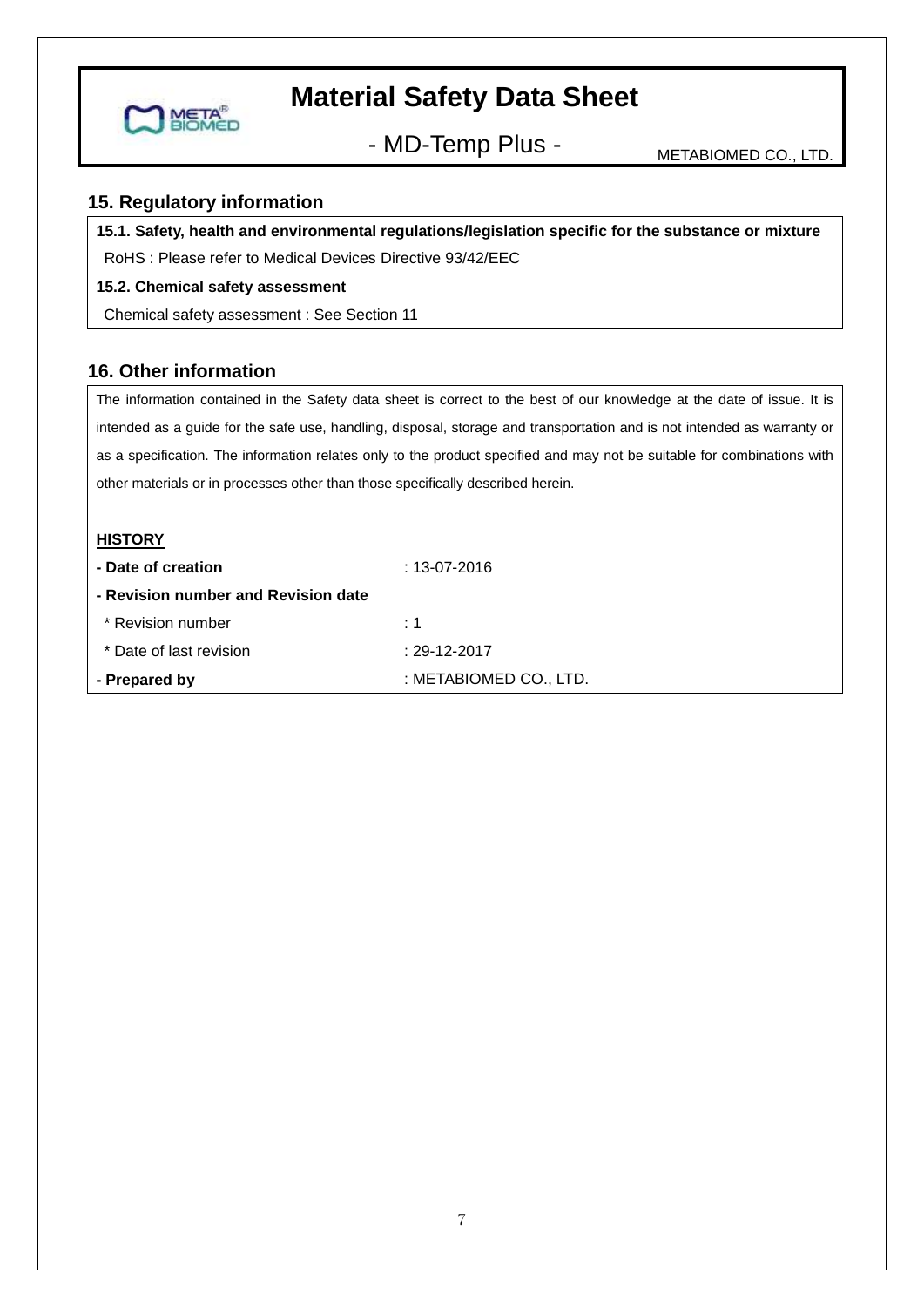## 15. Regulatory information

**15.1. Safety, health and environmental regulations/legislation specific for the substance or mixture**

RoHS : Please refer to Medical Devices Directive 93/42/EEC

**15.2. Chemical safety assessment**

Chemical safety assessment : See Section 11

## 16. Other information

The information contained in the Safety data sheet is correct to the best of our knowledge at the date of issue. It is intended as a guide for the safe use, handling, disposal, storage and transportation and is not intended as warranty or as a specification. The information relates only to the product specified and may not be suitable for combinations with other materials or in processes other than those specifically described herein.

**HISTORY**

| | |
|---|---|
| **- Date of creation** | : 13-07-2016 |
| **- Revision number and Revision date** | |
| * Revision number | : 1 |
| * Date of last revision | : 29-12-2017 |
| **- Prepared by** | : METABIOMED CO., LTD. |